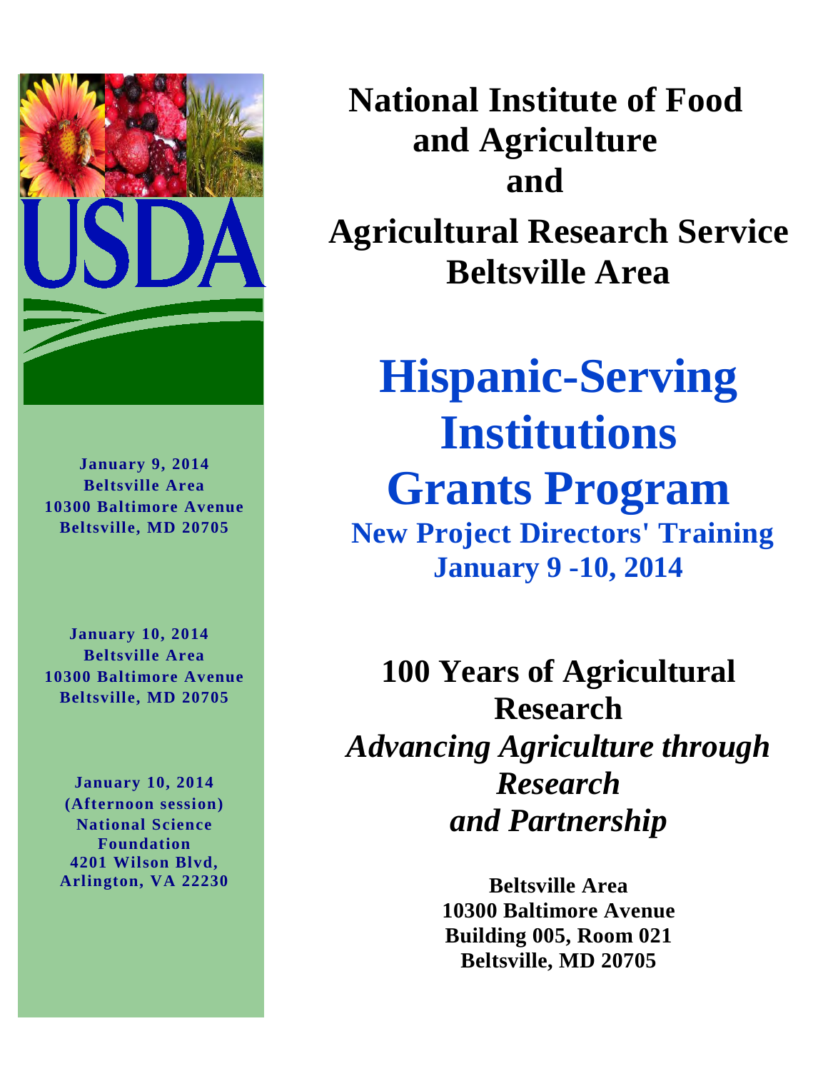USDA

**January 9, 2014**
**Beltsville Area**
**10300 Baltimore Avenue**
**Beltsville, MD 20705**

**January 10, 2014**
**Beltsville Area**
**10300 Baltimore Avenue**
**Beltsville, MD 20705**

**January 10, 2014**
**(Afternoon session)**
**National Science Foundation**
**4201 Wilson Blvd,**
**Arlington, VA 22230**

# National Institute of Food and Agriculture and Agricultural Research Service Beltsville Area

# Hispanic-Serving Institutions Grants Program

## New Project Directors' Training
## January 9 -10, 2014

## 100 Years of Agricultural Research

## *Advancing Agriculture through Research and Partnership*

**Beltsville Area**
**10300 Baltimore Avenue**
**Building 005, Room 021**
**Beltsville, MD 20705**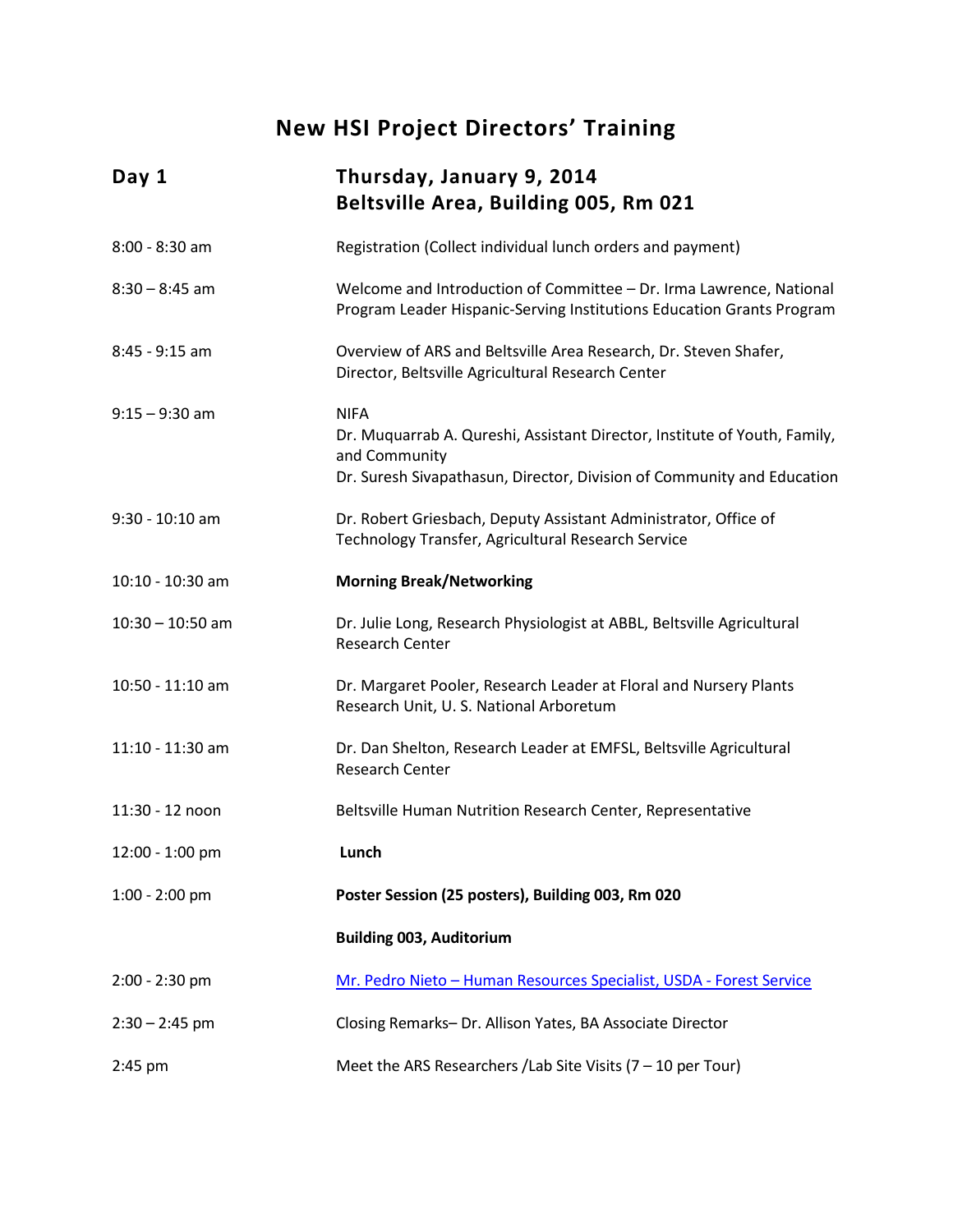# New HSI Project Directors' Training

## Day 1 — Thursday, January 9, 2014
## Beltsville Area, Building 005, Rm 021

| Time | Session |
| --- | --- |
| 8:00 - 8:30 am | Registration (Collect individual lunch orders and payment) |
| 8:30 – 8:45 am | Welcome and Introduction of Committee – Dr. Irma Lawrence, National Program Leader Hispanic-Serving Institutions Education Grants Program |
| 8:45 - 9:15 am | Overview of ARS and Beltsville Area Research, Dr. Steven Shafer, Director, Beltsville Agricultural Research Center |
| 9:15 – 9:30 am | NIFA<br>Dr. Muquarrab A. Qureshi, Assistant Director, Institute of Youth, Family, and Community<br>Dr. Suresh Sivapathasun, Director, Division of Community and Education |
| 9:30 - 10:10 am | Dr. Robert Griesbach, Deputy Assistant Administrator, Office of Technology Transfer, Agricultural Research Service |
| 10:10 - 10:30 am | **Morning Break/Networking** |
| 10:30 – 10:50 am | Dr. Julie Long, Research Physiologist at ABBL, Beltsville Agricultural Research Center |
| 10:50 - 11:10 am | Dr. Margaret Pooler, Research Leader at Floral and Nursery Plants Research Unit, U. S. National Arboretum |
| 11:10 - 11:30 am | Dr. Dan Shelton, Research Leader at EMFSL, Beltsville Agricultural Research Center |
| 11:30 - 12 noon | Beltsville Human Nutrition Research Center, Representative |
| 12:00 - 1:00 pm | **Lunch** |
| 1:00 - 2:00 pm | **Poster Session (25 posters), Building 003, Rm 020** |
| | **Building 003, Auditorium** |
| 2:00 - 2:30 pm | Mr. Pedro Nieto – Human Resources Specialist, USDA - Forest Service |
| 2:30 – 2:45 pm | Closing Remarks– Dr. Allison Yates, BA Associate Director |
| 2:45 pm | Meet the ARS Researchers /Lab Site Visits (7 – 10 per Tour) |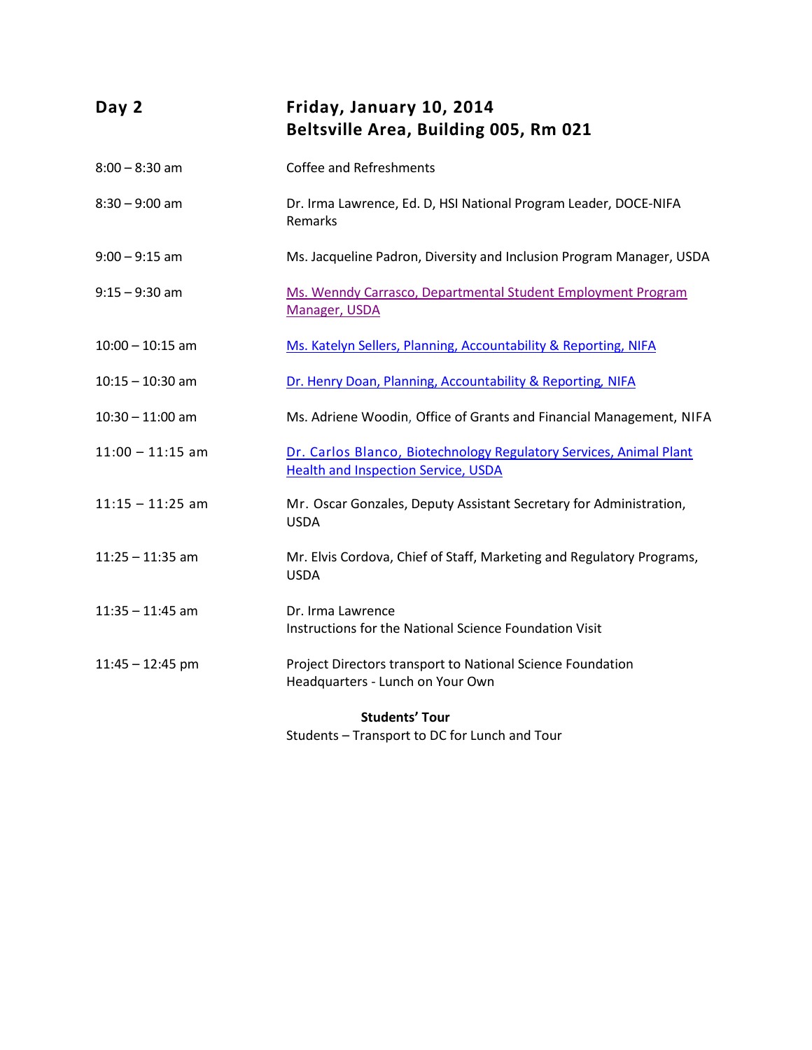## Day 2 — Friday, January 10, 2014
## Beltsville Area, Building 005, Rm 021

| | |
|---|---|
| 8:00 – 8:30 am | Coffee and Refreshments |
| 8:30 – 9:00 am | Dr. Irma Lawrence, Ed. D, HSI National Program Leader, DOCE-NIFA Remarks |
| 9:00 – 9:15 am | Ms. Jacqueline Padron, Diversity and Inclusion Program Manager, USDA |
| 9:15 – 9:30 am | Ms. Wenndy Carrasco, Departmental Student Employment Program Manager, USDA |
| 10:00 – 10:15 am | Ms. Katelyn Sellers, Planning, Accountability & Reporting, NIFA |
| 10:15 – 10:30 am | Dr. Henry Doan, Planning, Accountability & Reporting, NIFA |
| 10:30 – 11:00 am | Ms. Adriene Woodin, Office of Grants and Financial Management, NIFA |
| 11:00 – 11:15 am | Dr. Carlos Blanco, Biotechnology Regulatory Services, Animal Plant Health and Inspection Service, USDA |
| 11:15 – 11:25 am | Mr. Oscar Gonzales, Deputy Assistant Secretary for Administration, USDA |
| 11:25 – 11:35 am | Mr. Elvis Cordova, Chief of Staff, Marketing and Regulatory Programs, USDA |
| 11:35 – 11:45 am | Dr. Irma Lawrence<br>Instructions for the National Science Foundation Visit |
| 11:45 – 12:45 pm | Project Directors transport to National Science Foundation Headquarters - Lunch on Your Own |

**Students' Tour**

Students – Transport to DC for Lunch and Tour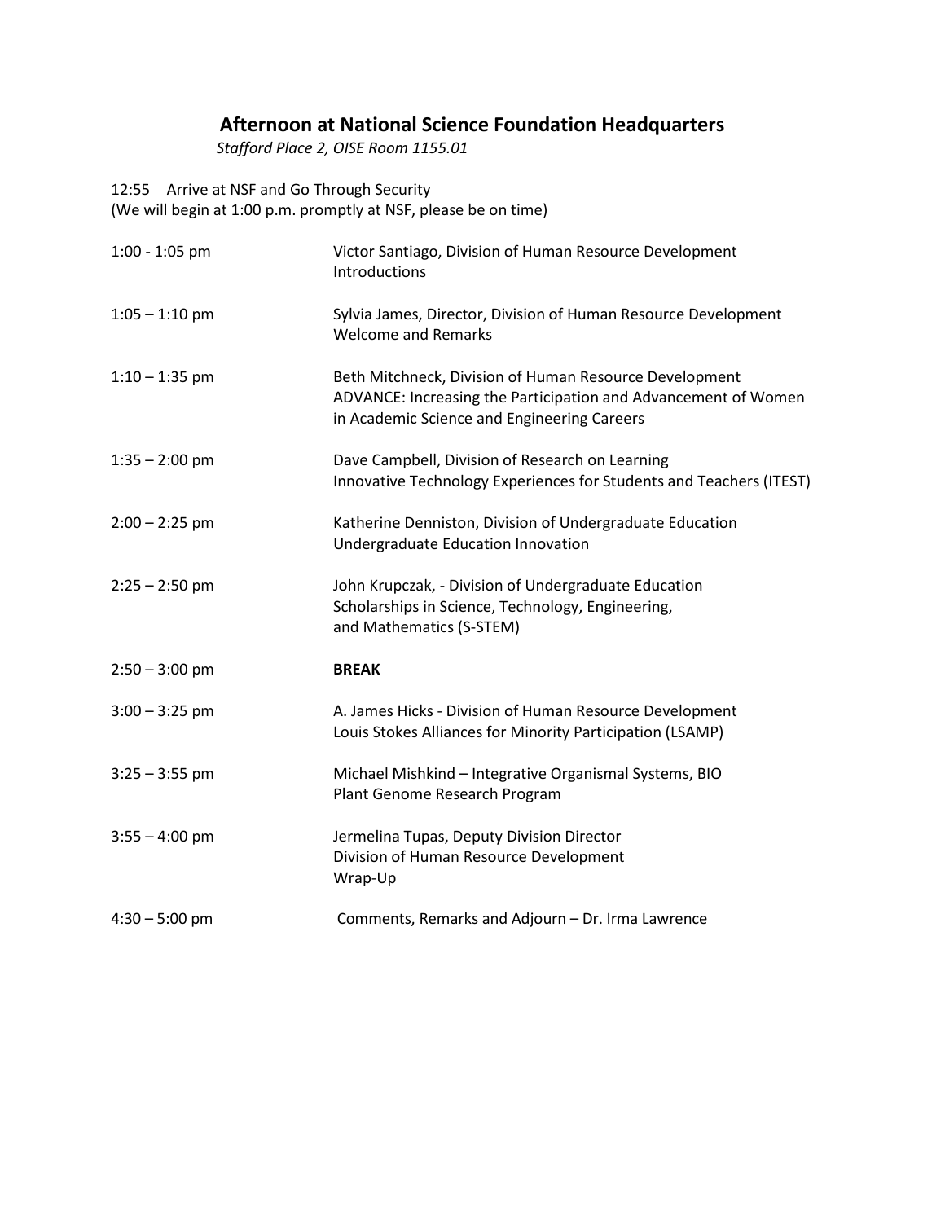## Afternoon at National Science Foundation Headquarters

*Stafford Place 2, OISE Room 1155.01*

12:55 Arrive at NSF and Go Through Security
(We will begin at 1:00 p.m. promptly at NSF, please be on time)

| | |
|---|---|
| 1:00 - 1:05 pm | Victor Santiago, Division of Human Resource Development<br>Introductions |
| 1:05 – 1:10 pm | Sylvia James, Director, Division of Human Resource Development<br>Welcome and Remarks |
| 1:10 – 1:35 pm | Beth Mitchneck, Division of Human Resource Development<br>ADVANCE: Increasing the Participation and Advancement of Women in Academic Science and Engineering Careers |
| 1:35 – 2:00 pm | Dave Campbell, Division of Research on Learning<br>Innovative Technology Experiences for Students and Teachers (ITEST) |
| 2:00 – 2:25 pm | Katherine Denniston, Division of Undergraduate Education<br>Undergraduate Education Innovation |
| 2:25 – 2:50 pm | John Krupczak, - Division of Undergraduate Education<br>Scholarships in Science, Technology, Engineering, and Mathematics (S-STEM) |
| 2:50 – 3:00 pm | **BREAK** |
| 3:00 – 3:25 pm | A. James Hicks - Division of Human Resource Development<br>Louis Stokes Alliances for Minority Participation (LSAMP) |
| 3:25 – 3:55 pm | Michael Mishkind – Integrative Organismal Systems, BIO<br>Plant Genome Research Program |
| 3:55 – 4:00 pm | Jermelina Tupas, Deputy Division Director<br>Division of Human Resource Development<br>Wrap-Up |
| 4:30 – 5:00 pm | Comments, Remarks and Adjourn – Dr. Irma Lawrence |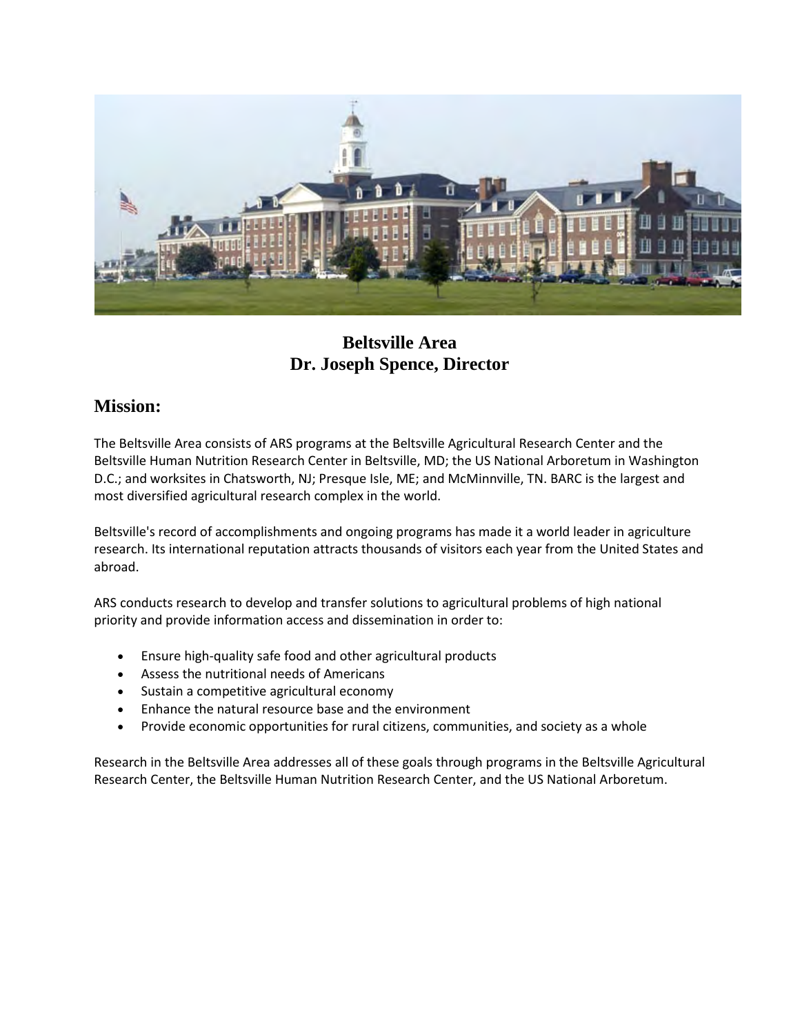## Beltsville Area
## Dr. Joseph Spence, Director

## Mission:

The Beltsville Area consists of ARS programs at the Beltsville Agricultural Research Center and the Beltsville Human Nutrition Research Center in Beltsville, MD; the US National Arboretum in Washington D.C.; and worksites in Chatsworth, NJ; Presque Isle, ME; and McMinnville, TN. BARC is the largest and most diversified agricultural research complex in the world.

Beltsville's record of accomplishments and ongoing programs has made it a world leader in agriculture research. Its international reputation attracts thousands of visitors each year from the United States and abroad.

ARS conducts research to develop and transfer solutions to agricultural problems of high national priority and provide information access and dissemination in order to:

- Ensure high-quality safe food and other agricultural products
- Assess the nutritional needs of Americans
- Sustain a competitive agricultural economy
- Enhance the natural resource base and the environment
- Provide economic opportunities for rural citizens, communities, and society as a whole

Research in the Beltsville Area addresses all of these goals through programs in the Beltsville Agricultural Research Center, the Beltsville Human Nutrition Research Center, and the US National Arboretum.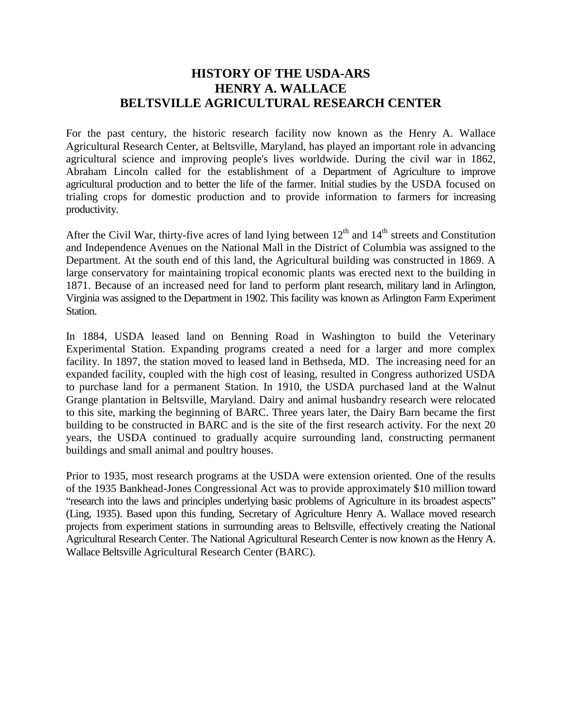# HISTORY OF THE USDA-ARS HENRY A. WALLACE BELTSVILLE AGRICULTURAL RESEARCH CENTER

For the past century, the historic research facility now known as the Henry A. Wallace Agricultural Research Center, at Beltsville, Maryland, has played an important role in advancing agricultural science and improving people's lives worldwide. During the civil war in 1862, Abraham Lincoln called for the establishment of a Department of Agriculture to improve agricultural production and to better the life of the farmer. Initial studies by the USDA focused on trialing crops for domestic production and to provide information to farmers for increasing productivity.

After the Civil War, thirty-five acres of land lying between 12th and 14th streets and Constitution and Independence Avenues on the National Mall in the District of Columbia was assigned to the Department. At the south end of this land, the Agricultural building was constructed in 1869. A large conservatory for maintaining tropical economic plants was erected next to the building in 1871. Because of an increased need for land to perform plant research, military land in Arlington, Virginia was assigned to the Department in 1902. This facility was known as Arlington Farm Experiment Station.

In 1884, USDA leased land on Benning Road in Washington to build the Veterinary Experimental Station. Expanding programs created a need for a larger and more complex facility. In 1897, the station moved to leased land in Bethseda, MD. The increasing need for an expanded facility, coupled with the high cost of leasing, resulted in Congress authorized USDA to purchase land for a permanent Station. In 1910, the USDA purchased land at the Walnut Grange plantation in Beltsville, Maryland. Dairy and animal husbandry research were relocated to this site, marking the beginning of BARC. Three years later, the Dairy Barn became the first building to be constructed in BARC and is the site of the first research activity. For the next 20 years, the USDA continued to gradually acquire surrounding land, constructing permanent buildings and small animal and poultry houses.

Prior to 1935, most research programs at the USDA were extension oriented. One of the results of the 1935 Bankhead-Jones Congressional Act was to provide approximately $10 million toward "research into the laws and principles underlying basic problems of Agriculture in its broadest aspects" (Ling, 1935). Based upon this funding, Secretary of Agriculture Henry A. Wallace moved research projects from experiment stations in surrounding areas to Beltsville, effectively creating the National Agricultural Research Center. The National Agricultural Research Center is now known as the Henry A. Wallace Beltsville Agricultural Research Center (BARC).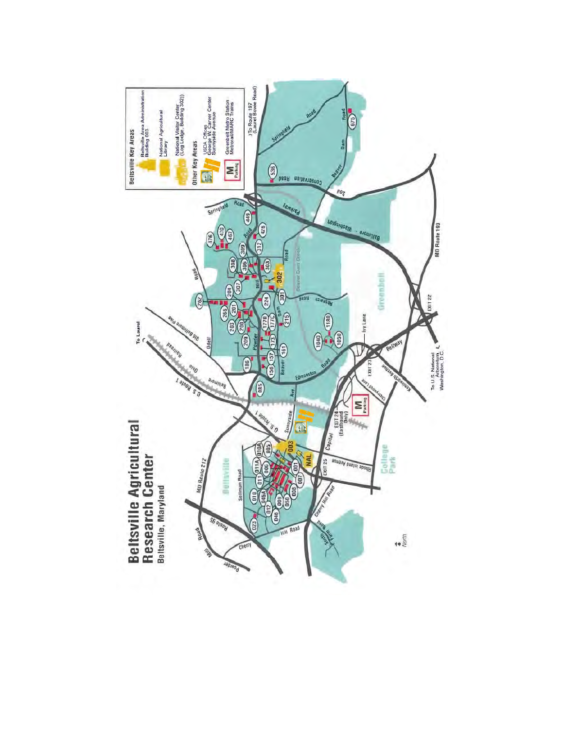# Beltsville Agricultural Research Center

Beltsville, Maryland

**Beltsville Key Areas**

- Beltsville Area Administration Building 003
- National Agricultural Library
- National Visitor Center (Log Lodge, Building 302)

**Other Key Areas**

- USDA Offices George W. Carver Center Sunnyside Avenue
- Greenbelt Metro Station Metrorail/MARC Trains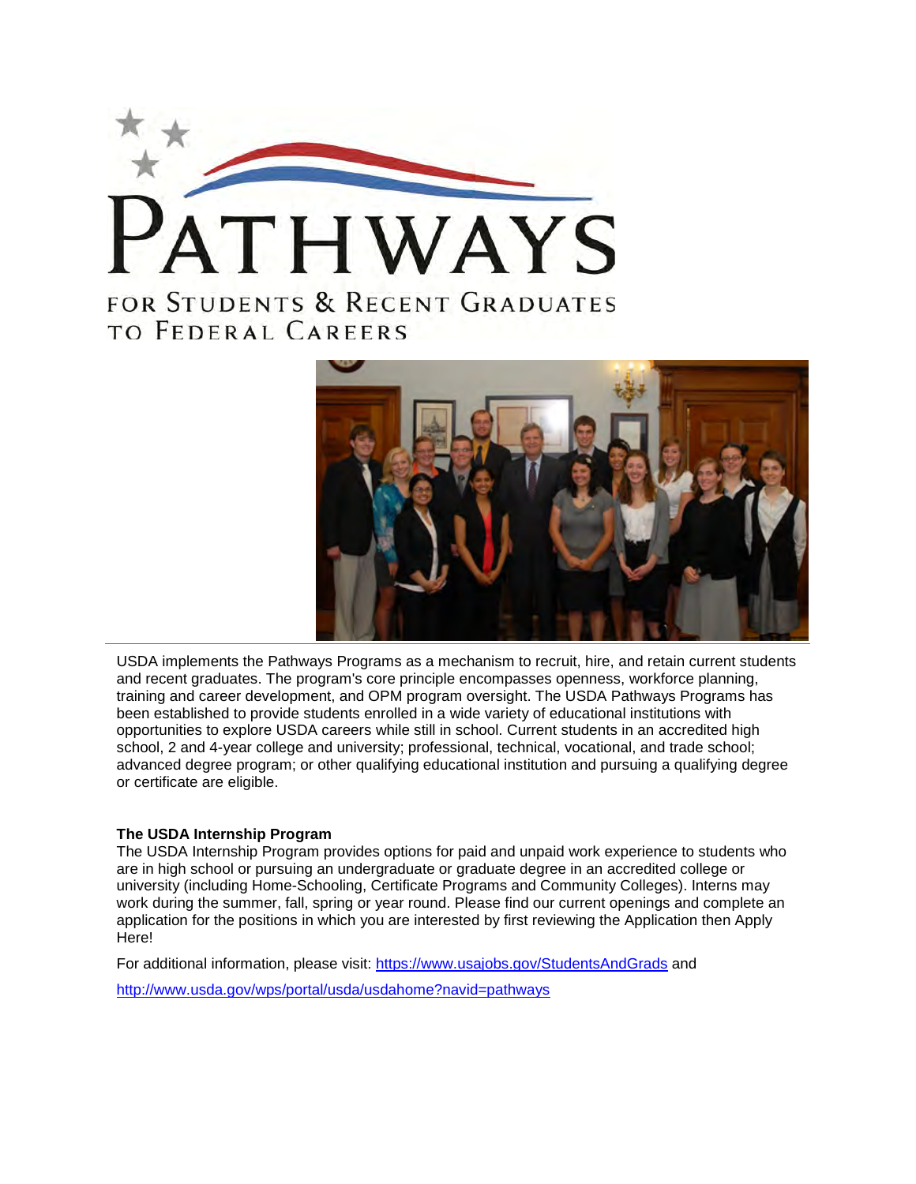# PATHWAYS

FOR STUDENTS & RECENT GRADUATES TO FEDERAL CAREERS

USDA implements the Pathways Programs as a mechanism to recruit, hire, and retain current students and recent graduates. The program's core principle encompasses openness, workforce planning, training and career development, and OPM program oversight. The USDA Pathways Programs has been established to provide students enrolled in a wide variety of educational institutions with opportunities to explore USDA careers while still in school. Current students in an accredited high school, 2 and 4-year college and university; professional, technical, vocational, and trade school; advanced degree program; or other qualifying educational institution and pursuing a qualifying degree or certificate are eligible.

**The USDA Internship Program**

The USDA Internship Program provides options for paid and unpaid work experience to students who are in high school or pursuing an undergraduate or graduate degree in an accredited college or university (including Home-Schooling, Certificate Programs and Community Colleges). Interns may work during the summer, fall, spring or year round. Please find our current openings and complete an application for the positions in which you are interested by first reviewing the Application then Apply Here!

For additional information, please visit: https://www.usajobs.gov/StudentsAndGrads and

http://www.usda.gov/wps/portal/usda/usdahome?navid=pathways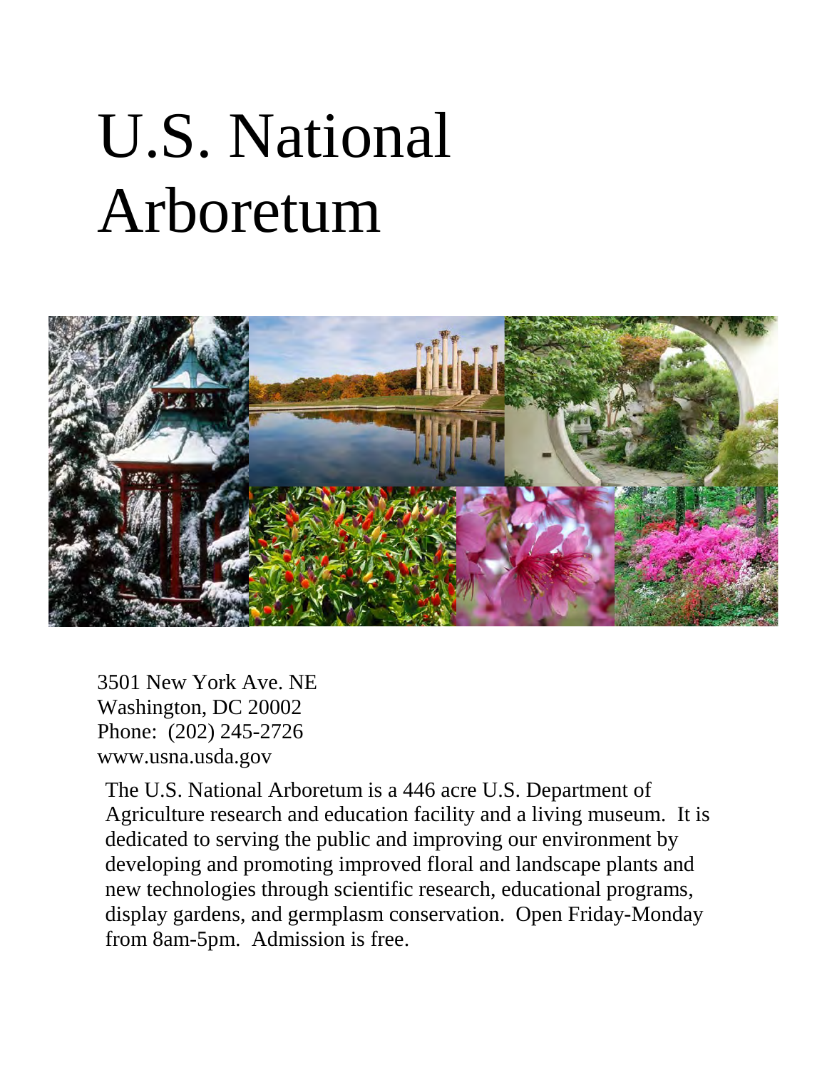# U.S. National Arboretum

3501 New York Ave. NE
Washington, DC 20002
Phone: (202) 245-2726
www.usna.usda.gov

The U.S. National Arboretum is a 446 acre U.S. Department of Agriculture research and education facility and a living museum. It is dedicated to serving the public and improving our environment by developing and promoting improved floral and landscape plants and new technologies through scientific research, educational programs, display gardens, and germplasm conservation. Open Friday-Monday from 8am-5pm. Admission is free.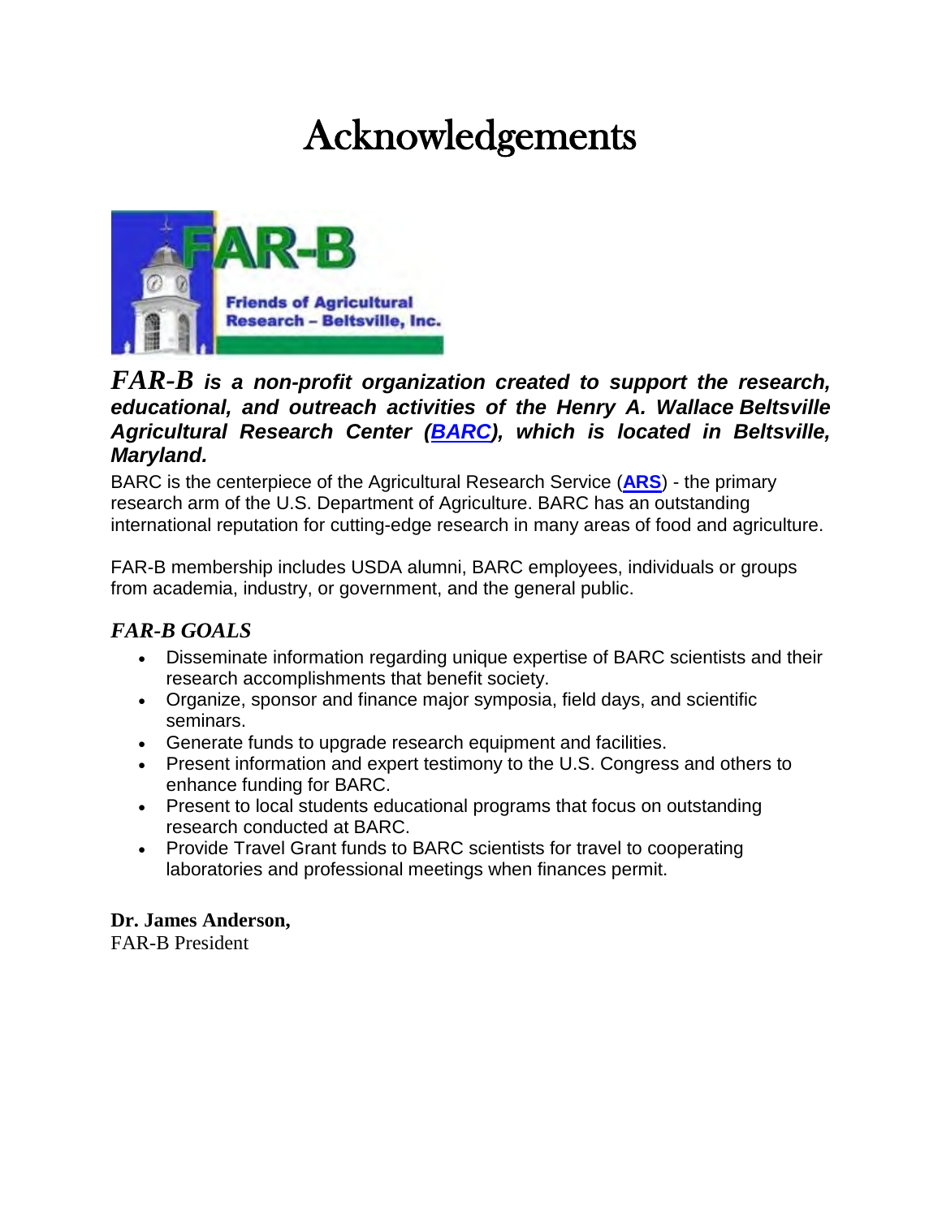# Acknowledgements

***FAR-B is a non-profit organization created to support the research, educational, and outreach activities of the Henry A. Wallace Beltsville Agricultural Research Center (BARC), which is located in Beltsville, Maryland.***

BARC is the centerpiece of the Agricultural Research Service (**ARS**) - the primary research arm of the U.S. Department of Agriculture. BARC has an outstanding international reputation for cutting-edge research in many areas of food and agriculture.

FAR-B membership includes USDA alumni, BARC employees, individuals or groups from academia, industry, or government, and the general public.

## *FAR-B GOALS*

- Disseminate information regarding unique expertise of BARC scientists and their research accomplishments that benefit society.
- Organize, sponsor and finance major symposia, field days, and scientific seminars.
- Generate funds to upgrade research equipment and facilities.
- Present information and expert testimony to the U.S. Congress and others to enhance funding for BARC.
- Present to local students educational programs that focus on outstanding research conducted at BARC.
- Provide Travel Grant funds to BARC scientists for travel to cooperating laboratories and professional meetings when finances permit.

**Dr. James Anderson,**
FAR-B President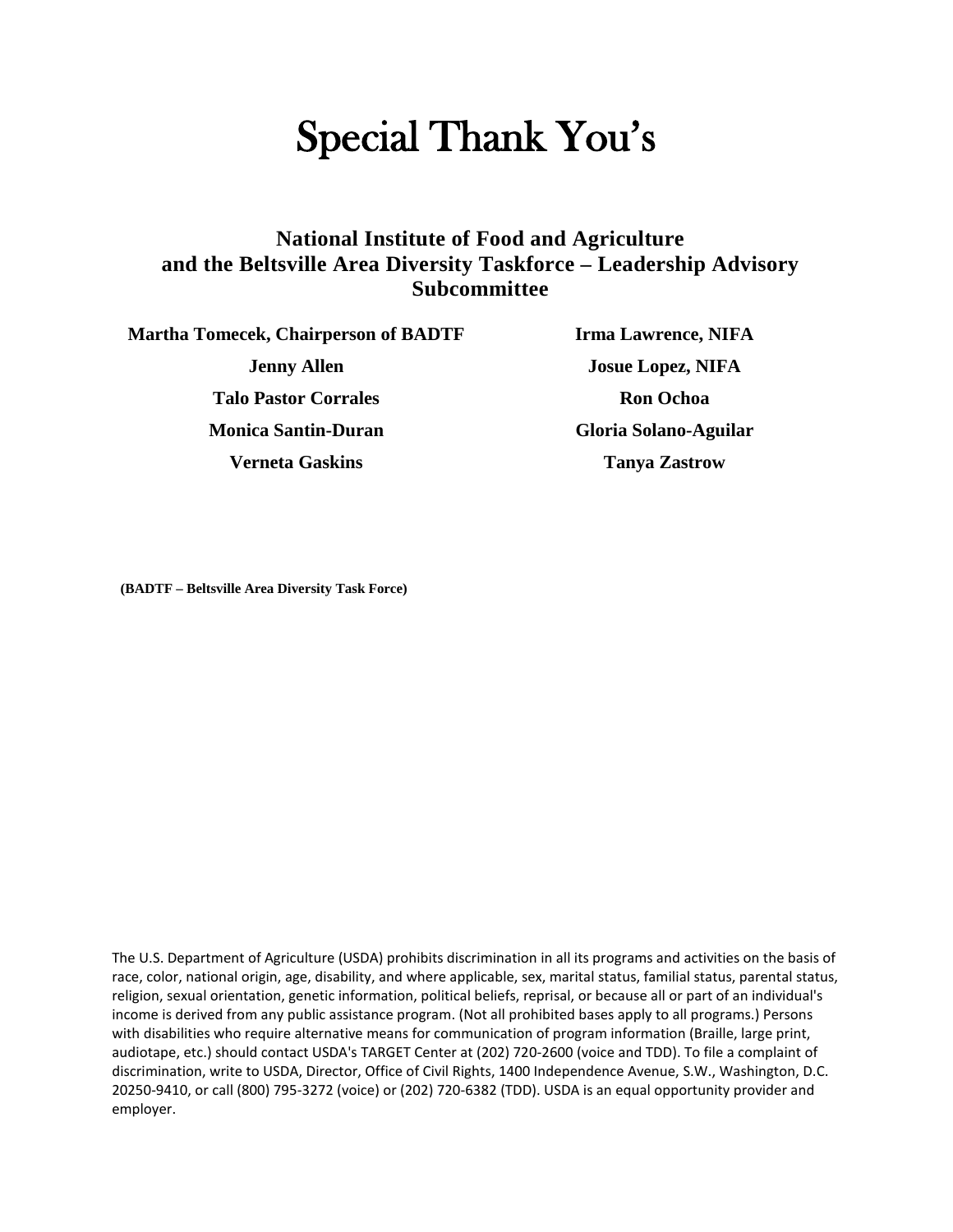# Special Thank You's

## National Institute of Food and Agriculture and the Beltsville Area Diversity Taskforce – Leadership Advisory Subcommittee

**Martha Tomecek, Chairperson of BADTF**

**Jenny Allen**

**Talo Pastor Corrales**

**Monica Santin-Duran**

**Verneta Gaskins**

**Irma Lawrence, NIFA**

**Josue Lopez, NIFA**

**Ron Ochoa**

**Gloria Solano-Aguilar**

**Tanya Zastrow**

**(BADTF – Beltsville Area Diversity Task Force)**

The U.S. Department of Agriculture (USDA) prohibits discrimination in all its programs and activities on the basis of race, color, national origin, age, disability, and where applicable, sex, marital status, familial status, parental status, religion, sexual orientation, genetic information, political beliefs, reprisal, or because all or part of an individual's income is derived from any public assistance program. (Not all prohibited bases apply to all programs.) Persons with disabilities who require alternative means for communication of program information (Braille, large print, audiotape, etc.) should contact USDA's TARGET Center at (202) 720-2600 (voice and TDD). To file a complaint of discrimination, write to USDA, Director, Office of Civil Rights, 1400 Independence Avenue, S.W., Washington, D.C. 20250-9410, or call (800) 795-3272 (voice) or (202) 720-6382 (TDD). USDA is an equal opportunity provider and employer.